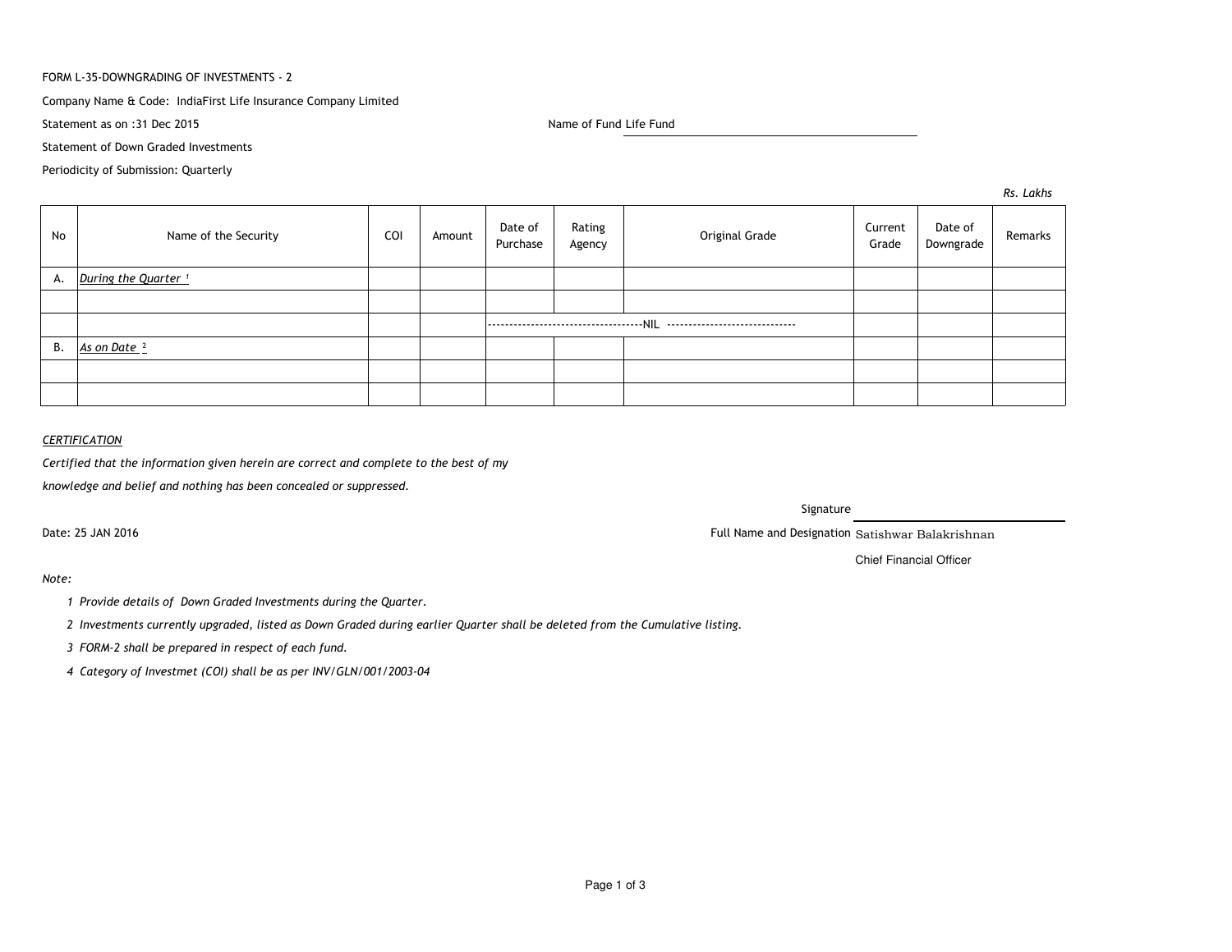FORM L-35-DOWNGRADING OF INVESTMENTS - 2

Company Name & Code: IndiaFirst Life Insurance Company Limited

Statement as on :31 Dec 2015

Name of Fund Life Fund

Statement of Down Graded Investments

Periodicity of Submission: Quarterly

*Rs. Lakhs*

| No | Name of the Security | COI | Amount | Date of Purchase | Rating Agency | Original Grade | Current Grade | Date of Downgrade | Remarks |
|---|---|---|---|---|---|---|---|---|---|
| A. | *During the Quarter* [1] | | | | | | | | |
| | | | | | | | | | |
| | | | | ------------------------------------NIL ----------------------------- | | | | | |
| B. | *As on Date* [2] | | | | | | | | |
| | | | | | | | | | |
| | | | | | | | | | |

*CERTIFICATION*

*Certified that the information given herein are correct and complete to the best of my knowledge and belief and nothing has been concealed or suppressed.*

Signature

Date: 25 JAN 2016

Full Name and Designation Satishwar Balakrishnan

Chief Financial Officer

*Note:*

1. *Provide details of Down Graded Investments during the Quarter.*
2. *Investments currently upgraded, listed as Down Graded during earlier Quarter shall be deleted from the Cumulative listing.*
3. *FORM-2 shall be prepared in respect of each fund.*
4. *Category of Investmet (COI) shall be as per INV/GLN/001/2003-04*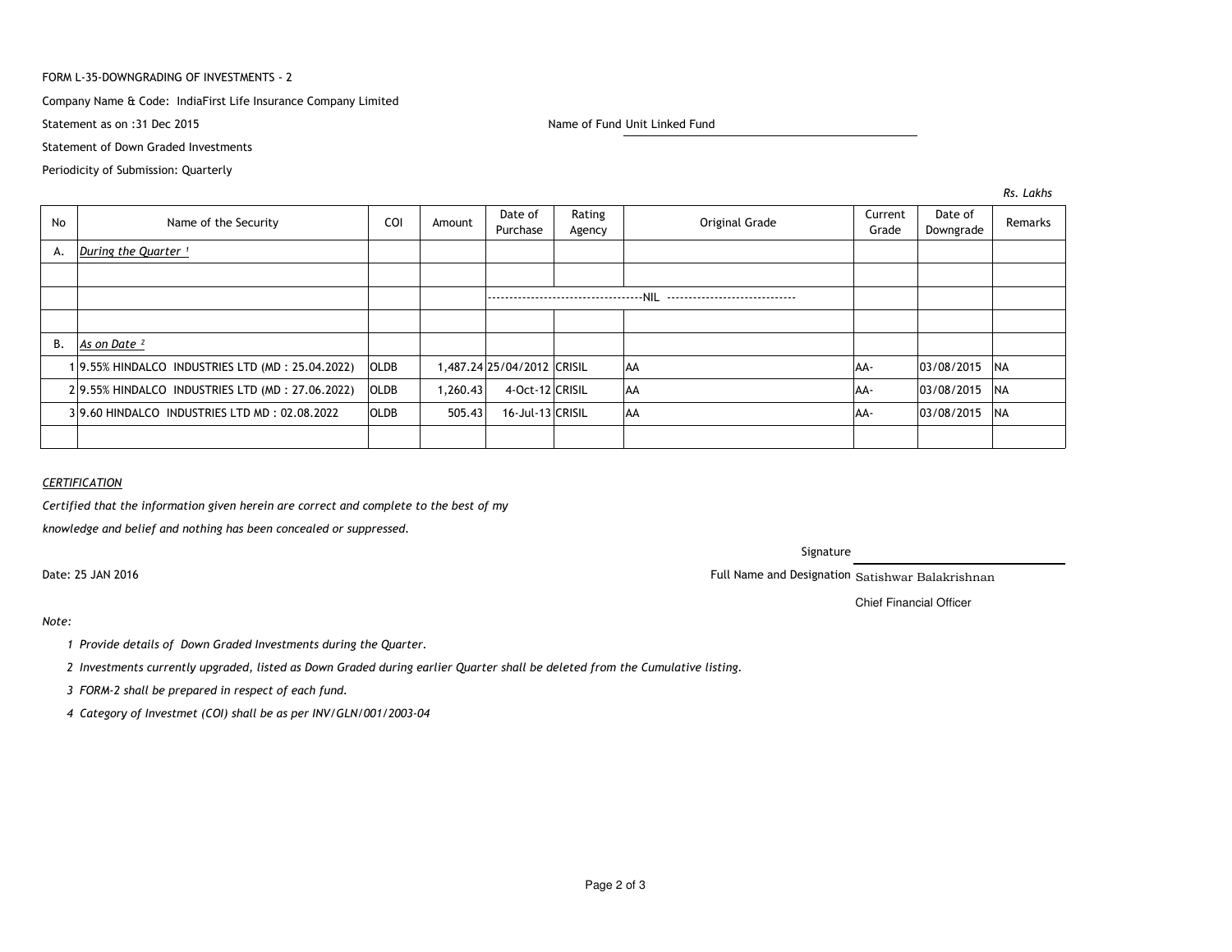FORM L-35-DOWNGRADING OF INVESTMENTS - 2

Company Name & Code: IndiaFirst Life Insurance Company Limited

Statement as on :31 Dec 2015

Name of Fund Unit Linked Fund

Statement of Down Graded Investments

Periodicity of Submission: Quarterly

*Rs. Lakhs*

| No | Name of the Security | COI | Amount | Date of Purchase | Rating Agency | Original Grade | Current Grade | Date of Downgrade | Remarks |
|---|---|---|---|---|---|---|---|---|---|
| A. | *During the Quarter* [1] | | | | | | | | |
| | | | | | | | | | |
| | | | | ------------------------------------NIL ------------------------------ | | | | | |
| | | | | | | | | | |
| B. | *As on Date* [2] | | | | | | | | |
| 1 | 9.55% HINDALCO INDUSTRIES LTD (MD : 25.04.2022) | OLDB | 1,487.24 | 25/04/2012 | CRISIL | AA | AA- | 03/08/2015 | NA |
| 2 | 9.55% HINDALCO INDUSTRIES LTD (MD : 27.06.2022) | OLDB | 1,260.43 | 4-Oct-12 | CRISIL | AA | AA- | 03/08/2015 | NA |
| 3 | 9.60 HINDALCO INDUSTRIES LTD MD : 02.08.2022 | OLDB | 505.43 | 16-Jul-13 | CRISIL | AA | AA- | 03/08/2015 | NA |
| | | | | | | | | | |

*CERTIFICATION*

*Certified that the information given herein are correct and complete to the best of my knowledge and belief and nothing has been concealed or suppressed.*

Signature

Date: 25 JAN 2016

Full Name and Designation Satishwar Balakrishnan

Chief Financial Officer

*Note:*

1. *Provide details of Down Graded Investments during the Quarter.*
2. *Investments currently upgraded, listed as Down Graded during earlier Quarter shall be deleted from the Cumulative listing.*
3. *FORM-2 shall be prepared in respect of each fund.*
4. *Category of Investmet (COI) shall be as per INV/GLN/001/2003-04*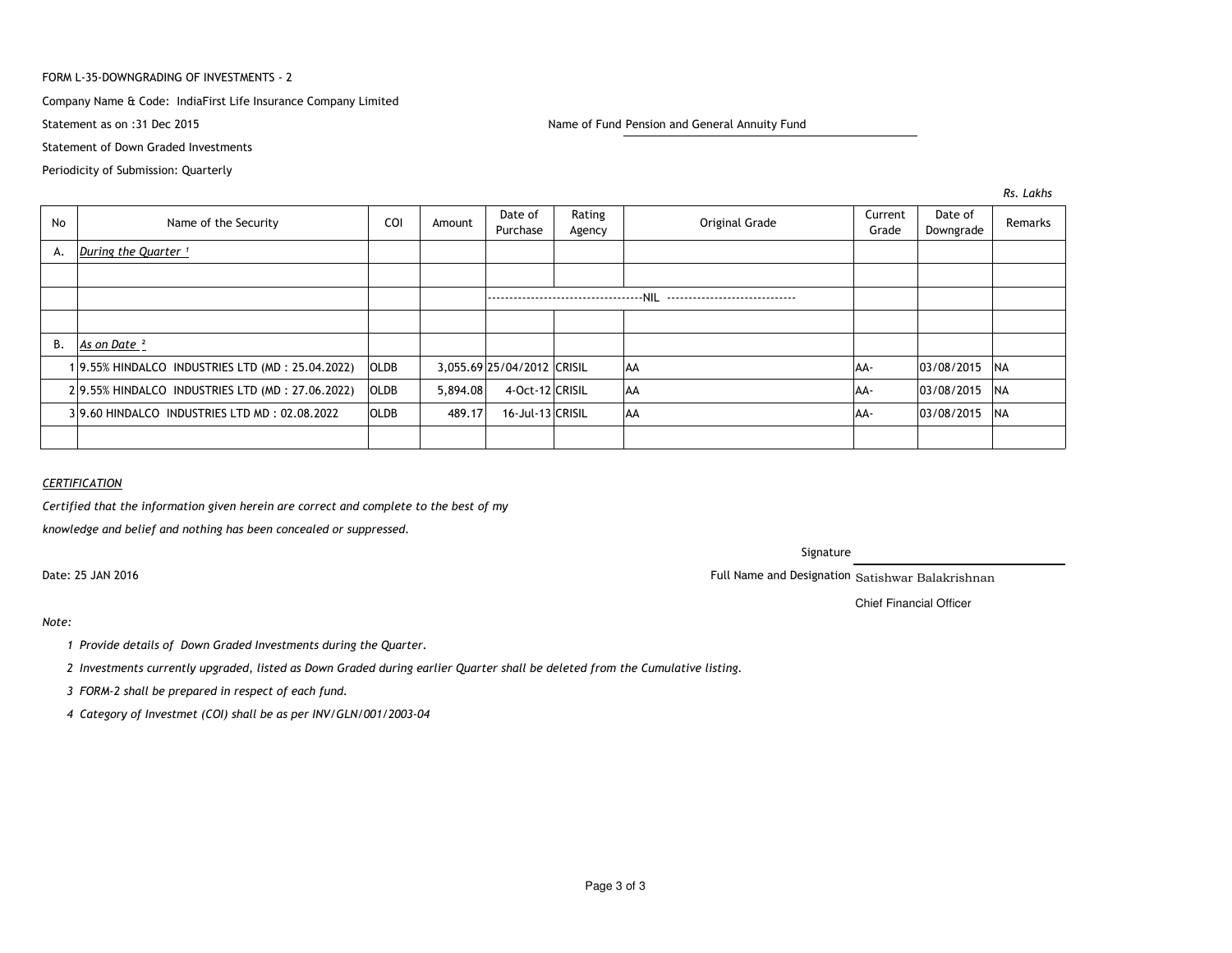FORM L-35-DOWNGRADING OF INVESTMENTS - 2

Company Name & Code: IndiaFirst Life Insurance Company Limited

Statement as on :31 Dec 2015

Name of Fund Pension and General Annuity Fund

Statement of Down Graded Investments

Periodicity of Submission: Quarterly

*Rs. Lakhs*

| No | Name of the Security | COI | Amount | Date of Purchase | Rating Agency | Original Grade | Current Grade | Date of Downgrade | Remarks |
|---|---|---|---|---|---|---|---|---|---|
| A. | *During the Quarter* [1] | | | | | | | | |
| | | | | | | | | | |
| | | | | -------------------------------------NIL ------------------------------ | | | | | |
| | | | | | | | | | |
| B. | *As on Date* [2] | | | | | | | | |
| 1 | 9.55% HINDALCO INDUSTRIES LTD (MD : 25.04.2022) | OLDB | 3,055.69 | 25/04/2012 | CRISIL | AA | AA- | 03/08/2015 | NA |
| 2 | 9.55% HINDALCO INDUSTRIES LTD (MD : 27.06.2022) | OLDB | 5,894.08 | 4-Oct-12 | CRISIL | AA | AA- | 03/08/2015 | NA |
| 3 | 9.60 HINDALCO INDUSTRIES LTD MD : 02.08.2022 | OLDB | 489.17 | 16-Jul-13 | CRISIL | AA | AA- | 03/08/2015 | NA |
| | | | | | | | | | |

*CERTIFICATION*

*Certified that the information given herein are correct and complete to the best of my knowledge and belief and nothing has been concealed or suppressed.*

Signature

Date: 25 JAN 2016

Full Name and Designation Satishwar Balakrishnan

Chief Financial Officer

*Note:*

1. *Provide details of Down Graded Investments during the Quarter.*
2. *Investments currently upgraded, listed as Down Graded during earlier Quarter shall be deleted from the Cumulative listing.*
3. *FORM-2 shall be prepared in respect of each fund.*
4. *Category of Investmet (COI) shall be as per INV/GLN/001/2003-04*